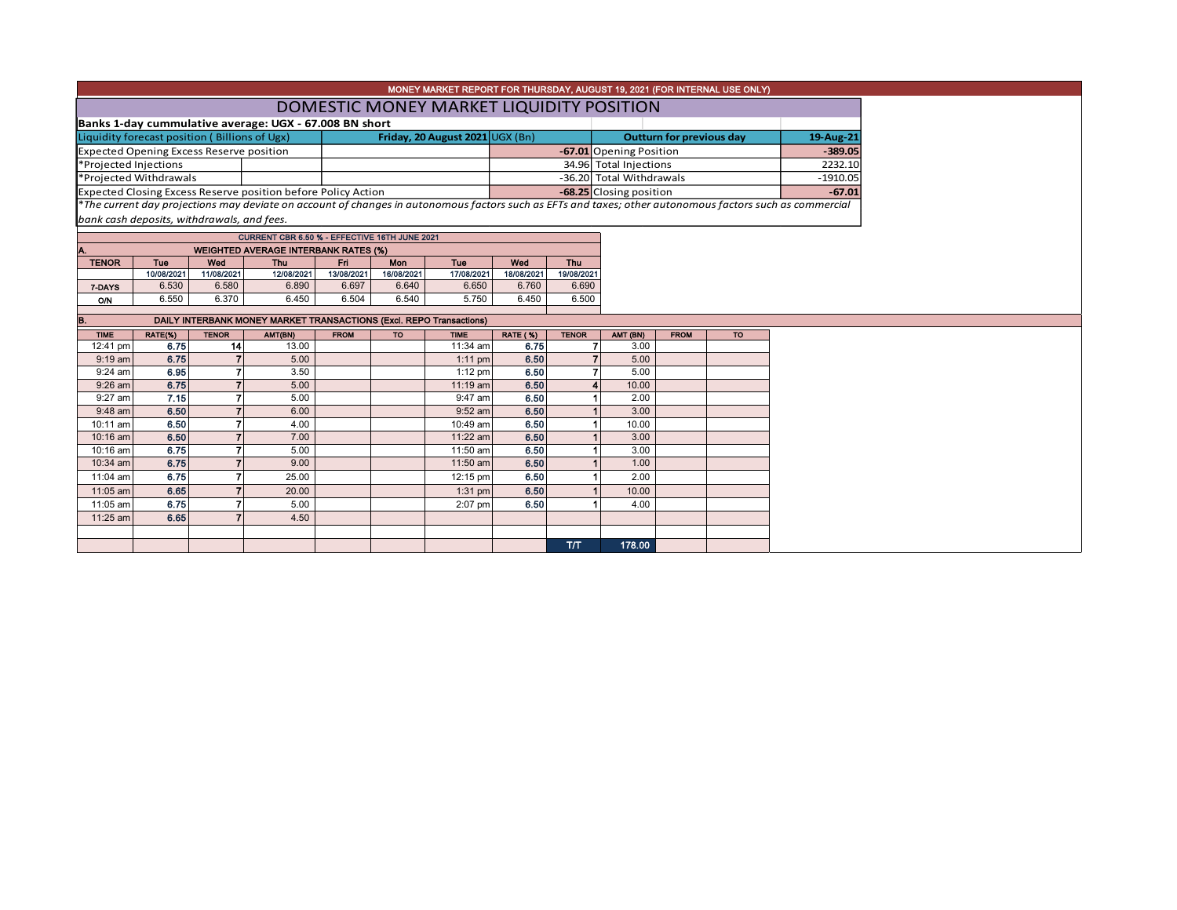MONEY MARKET REPORT FOR THURSDAY, AUGUST 19, 2021 (FOR INTERNAL USE ONLY)

# DOMESTIC MONEY MARKET LIQUIDITY POSITION

**Banks 1-day cummulative average: UGX - 67.008 BN short**

| Liquidity forecast position ( Billions of Ugx) | Friday, 20 August 2021 UGX (Bn) | Outturn for previous day | 19-Aug-21 |
|---|---|---|---|
| Expected Opening Excess Reserve position | **-67.01** | Opening Position | **-389.05** |
| *Projected Injections | 34.96 | Total Injections | 2232.10 |
| *Projected Withdrawals | -36.20 | Total Withdrawals | -1910.05 |
| Expected Closing Excess Reserve position before Policy Action | **-68.25** | Closing position | **-67.01** |

*\*The current day projections may deviate on account of changes in autonomous factors such as EFTs and taxes; other autonomous factors such as commercial bank cash deposits, withdrawals, and fees.*

CURRENT CBR 6.50 % - EFFECTIVE 16TH JUNE 2021

**A. WEIGHTED AVERAGE INTERBANK RATES (%)**

| TENOR | Tue 10/08/2021 | Wed 11/08/2021 | Thu 12/08/2021 | Fri 13/08/2021 | Mon 16/08/2021 | Tue 17/08/2021 | Wed 18/08/2021 | Thu 19/08/2021 |
|---|---|---|---|---|---|---|---|---|
| 7-DAYS | 6.530 | 6.580 | 6.890 | 6.697 | 6.640 | 6.650 | 6.760 | 6.690 |
| O/N | 6.550 | 6.370 | 6.450 | 6.504 | 6.540 | 5.750 | 6.450 | 6.500 |

**B. DAILY INTERBANK MONEY MARKET TRANSACTIONS (Excl. REPO Transactions)**

| TIME | RATE(%) | TENOR | AMT(BN) | FROM | TO | TIME | RATE (%) | TENOR | AMT (BN) | FROM | TO |
|---|---|---|---|---|---|---|---|---|---|---|---|
| 12:41 pm | 6.75 | 14 | 13.00 | | | 11:34 am | 6.75 | 7 | 3.00 | | |
| 9:19 am | 6.75 | 7 | 5.00 | | | 1:11 pm | 6.50 | 7 | 5.00 | | |
| 9:24 am | 6.95 | 7 | 3.50 | | | 1:12 pm | 6.50 | 7 | 5.00 | | |
| 9:26 am | 6.75 | 7 | 5.00 | | | 11:19 am | 6.50 | 4 | 10.00 | | |
| 9:27 am | 7.15 | 7 | 5.00 | | | 9:47 am | 6.50 | 1 | 2.00 | | |
| 9:48 am | 6.50 | 7 | 6.00 | | | 9:52 am | 6.50 | 1 | 3.00 | | |
| 10:11 am | 6.50 | 7 | 4.00 | | | 10:49 am | 6.50 | 1 | 10.00 | | |
| 10:16 am | 6.50 | 7 | 7.00 | | | 11:22 am | 6.50 | 1 | 3.00 | | |
| 10:16 am | 6.75 | 7 | 5.00 | | | 11:50 am | 6.50 | 1 | 3.00 | | |
| 10:34 am | 6.75 | 7 | 9.00 | | | 11:50 am | 6.50 | 1 | 1.00 | | |
| 11:04 am | 6.75 | 7 | 25.00 | | | 12:15 pm | 6.50 | 1 | 2.00 | | |
| 11:05 am | 6.65 | 7 | 20.00 | | | 1:31 pm | 6.50 | 1 | 10.00 | | |
| 11:05 am | 6.75 | 7 | 5.00 | | | 2:07 pm | 6.50 | 1 | 4.00 | | |
| 11:25 am | 6.65 | 7 | 4.50 | | | | | | | | |
| | | | | | | | | T/T | 178.00 | | |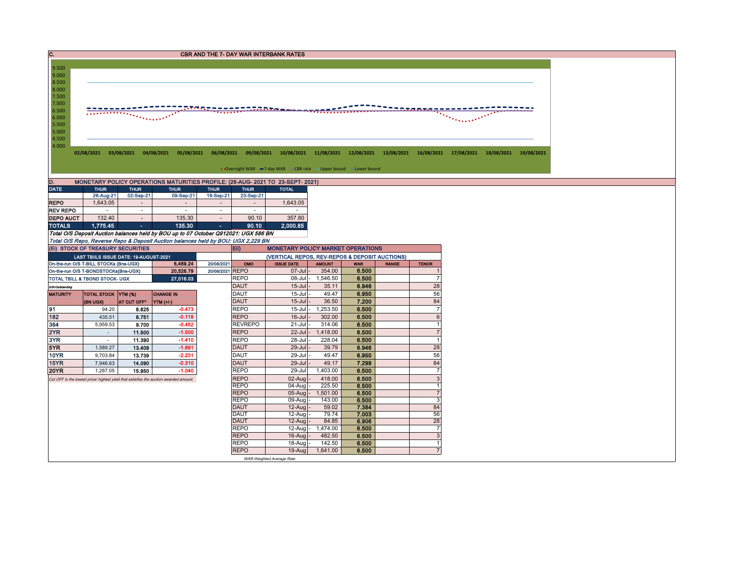## C. CBR AND THE 7- DAY WAR INTERBANK RATES

9.500
9.000
8.500
8.000
7.500
7.000
6.500
6.000
5.500
5.000
4.500
4.000

02/08/2021 03/08/2021 04/08/2021 05/08/2021 06/08/2021 09/08/2021 10/08/2021 11/08/2021 12/08/2021 13/08/2021 16/08/2021 17/08/2021 18/08/2021 19/08/2021

Overnight WAR — 7-day WAR — CBR rate — Upper bound — Lower bound

## D. MONETARY POLICY OPERATIONS MATURITIES PROFILE: (26-AUG- 2021 TO 23-SEPT- 2021)

| DATE | THUR | THUR | THUR | THUR | THUR | TOTAL |
|---|---|---|---|---|---|---|
| | 26-Aug-21 | 02-Sep-21 | 09-Sep-21 | 16-Sep-21 | 23-Sep-21 | |
| REPO | 1,643.05 | - | - | - | - | 1,643.05 |
| REV REPO | - | - | - | - | - | - |
| DEPO AUCT | 132.40 | - | 135.30 | - | 90.10 | 357.80 |
| TOTALS | 1,775.45 | - | 135.30 | - | 90.10 | 2,000.85 |

*Total O/S Deposit Auction balances held by BOU up to 07 October Q912021: UGX 586 BN*

*Total O/S Repo, Reverse Repo & Deposit Auction balances held by BOU: UGX 2,229 BN*

## (Ei) STOCK OF TREASURY SECURITIES

| LAST TBIILS ISSUE DATE: 19-AUGUST-2021 | | |
|---|---|---|
| On-the-run O/S T-BILL STOCKs (Bns-UGX) | 6,489.24 | 20/08/2021 |
| On-the-run O/S T-BONDSTOCKs(Bns-UGX) | 20,526.79 | 20/08/2021 |
| TOTAL TBILL & TBOND STOCK- UGX | 27,016.03 | |

*O/S=Outstanding*

| MATURITY | TOTAL STOCK (BN UGX) | YTM (%) AT CUT OFF* | CHANGE IN YTM (+/-) |
|---|---|---|---|
| 91 | 94.20 | 6.825 | -0.473 |
| 182 | 435.51 | 8.751 | -0.118 |
| 364 | 5,959.53 | 9.700 | -0.452 |
| 2YR | - | 11.500 | -1.500 |
| 3YR | - | 11.390 | -1.410 |
| 5YR | 1,589.27 | 13.409 | -1.691 |
| 10YR | 9,703.84 | 13.739 | -2.231 |
| 15YR | 7,946.63 | 14.090 | -0.310 |
| 20YR | 1,287.05 | 15.950 | -1.040 |

*Cut OFF is the lowest price/ highest yield that satisfies the auction awarded amount.*

## Eii) MONETARY POLICY MARKET OPERATIONS

(VERTICAL REPOS, REV-REPOS & DEPOSIT AUCTIONS)

| OMO | ISSUE DATE | AMOUNT | WAR | RANGE | TENOR |
|---|---|---|---|---|---|
| REPO | 07-Jul | 354.00 | 6.500 | | 1 |
| REPO | 08-Jul | 1,546.50 | 6.500 | | 7 |
| DAUT | 15-Jul | 35.11 | 6.946 | | 28 |
| DAUT | 15-Jul | 49.47 | 6.950 | | 56 |
| DAUT | 15-Jul | 36.50 | 7.200 | | 84 |
| REPO | 15-Jul | 1,253.50 | 6.500 | | 7 |
| REPO | 16-Jul | 302.00 | 6.500 | | 6 |
| REVREPO | 21-Jul | 314.06 | 6.500 | | 1 |
| REPO | 22-Jul | 1,418.00 | 6.500 | | 7 |
| REPO | 28-Jul | 228.04 | 6.500 | | 1 |
| DAUT | 29-Jul | 39.79 | 6.946 | | 28 |
| DAUT | 29-Jul | 49.47 | 6.950 | | 56 |
| DAUT | 29-Jul | 49.17 | 7.299 | | 84 |
| REPO | 29-Jul | 1,403.00 | 6.500 | | 7 |
| REPO | 02-Aug | 418.00 | 6.500 | | 3 |
| REPO | 04-Aug | 225.50 | 6.500 | | 1 |
| REPO | 05-Aug | 1,501.00 | 6.500 | | 7 |
| REPO | 09-Aug | 143.00 | 6.500 | | 3 |
| DAUT | 12-Aug | 59.02 | 7.384 | | 84 |
| DAUT | 12-Aug | 79.74 | 7.003 | | 56 |
| DAUT | 12-Aug | 84.85 | 6.906 | | 28 |
| REPO | 12-Aug | 1,474.00 | 6.500 | | 7 |
| REPO | 16-Aug | 482.50 | 6.500 | | 3 |
| REPO | 18-Aug | 142.50 | 6.500 | | 1 |
| REPO | 19-Aug | 1,641.00 | 6.500 | | 7 |

*WAR-Weighted Average Rate*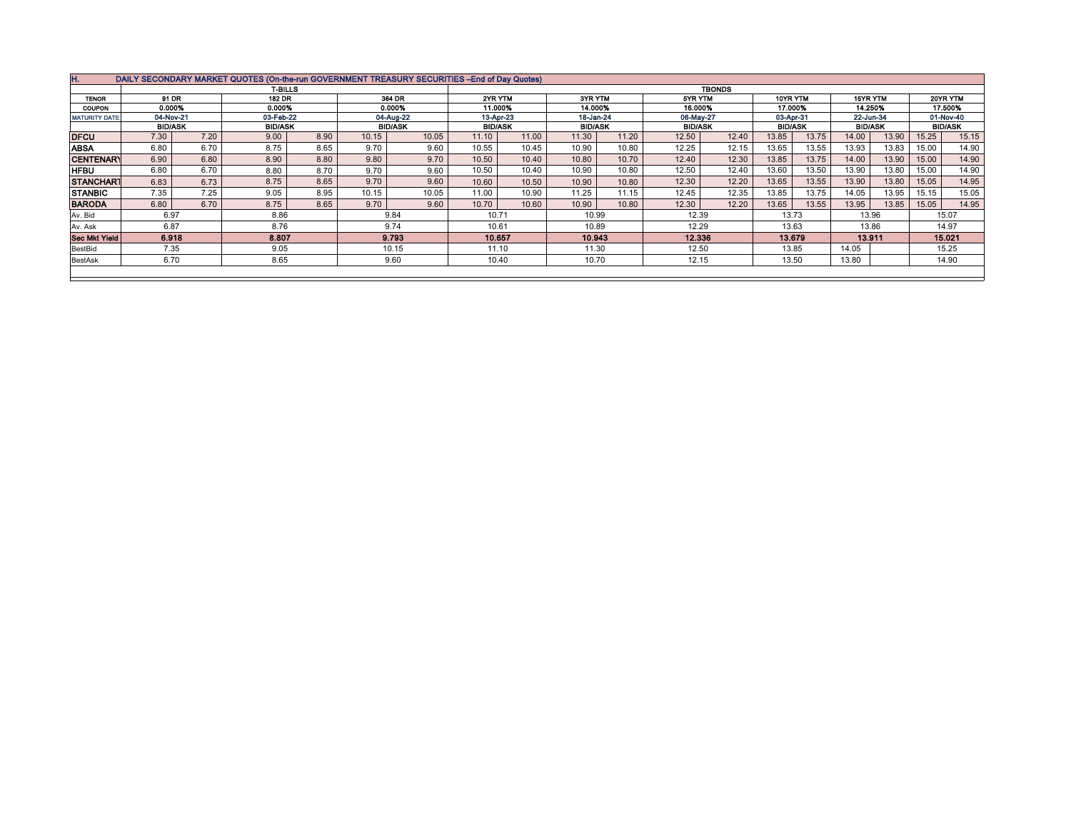H. DAILY SECONDARY MARKET QUOTES (On-the-run GOVERNMENT TREASURY SECURITIES –End of Day Quotes)

| | T-BILLS | | | | | | TBONDS | | | | | | | | | | | | | | | |
|---|---|---|---|---|---|---|---|---|---|---|---|---|---|---|---|---|---|---|---|---|---|---|
| TENOR | 91 DR | | 182 DR | | 364 DR | | 2YR YTM | | 3YR YTM | | 5YR YTM | | 10YR YTM | | 15YR YTM | | 20YR YTM | | | | | |
| COUPON | 0.000% | | 0.000% | | 0.000% | | 11.000% | | 14.000% | | 16.000% | | 17.000% | | 14.250% | | 17.500% | | | | | |
| MATURITY DATE | 04-Nov-21 | | 03-Feb-22 | | 04-Aug-22 | | 13-Apr-23 | | 18-Jan-24 | | 06-May-27 | | 03-Apr-31 | | 22-Jun-34 | | 01-Nov-40 | | | | | |
| | BID/ASK | | BID/ASK | | BID/ASK | | BID/ASK | | BID/ASK | | BID/ASK | | BID/ASK | | BID/ASK | | BID/ASK | | | | | |
| **DFCU** | 7.30 | 7.20 | 9.00 | 8.90 | 10.15 | 10.05 | 11.10 | 11.00 | 11.30 | 11.20 | 12.50 | 12.40 | 13.85 | 13.75 | 14.00 | 13.90 | 15.25 | 15.15 | | | | |
| **ABSA** | 6.80 | 6.70 | 8.75 | 8.65 | 9.70 | 9.60 | 10.55 | 10.45 | 10.90 | 10.80 | 12.25 | 12.15 | 13.65 | 13.55 | 13.93 | 13.83 | 15.00 | 14.90 | | | | |
| **CENTENARY** | 6.90 | 6.80 | 8.90 | 8.80 | 9.80 | 9.70 | 10.50 | 10.40 | 10.80 | 10.70 | 12.40 | 12.30 | 13.85 | 13.75 | 14.00 | 13.90 | 15.00 | 14.90 | | | | |
| **HFBU** | 6.80 | 6.70 | 8.80 | 8.70 | 9.70 | 9.60 | 10.50 | 10.40 | 10.90 | 10.80 | 12.50 | 12.40 | 13.60 | 13.50 | 13.90 | 13.80 | 15.00 | 14.90 | | | | |
| **STANCHART** | 6.83 | 6.73 | 8.75 | 8.65 | 9.70 | 9.60 | 10.60 | 10.50 | 10.90 | 10.80 | 12.30 | 12.20 | 13.65 | 13.55 | 13.90 | 13.80 | 15.05 | 14.95 | | | | |
| **STANBIC** | 7.35 | 7.25 | 9.05 | 8.95 | 10.15 | 10.05 | 11.00 | 10.90 | 11.25 | 11.15 | 12.45 | 12.35 | 13.85 | 13.75 | 14.05 | 13.95 | 15.15 | 15.05 | | | | |
| **BARODA** | 6.80 | 6.70 | 8.75 | 8.65 | 9.70 | 9.60 | 10.70 | 10.60 | 10.90 | 10.80 | 12.30 | 12.20 | 13.65 | 13.55 | 13.95 | 13.85 | 15.05 | 14.95 | | | | |
| Av. Bid | 6.97 | | 8.86 | | 9.84 | | 10.71 | | 10.99 | | 12.39 | | 13.73 | | 13.96 | | 15.07 | | | | | |
| Av. Ask | 6.87 | | 8.76 | | 9.74 | | 10.61 | | 10.89 | | 12.29 | | 13.63 | | 13.86 | | 14.97 | | | | | |
| **Sec Mkt Yield** | **6.918** | | **8.807** | | **9.793** | | **10.657** | | **10.943** | | **12.336** | | **13.679** | | **13.911** | | **15.021** | | | | | |
| BestBid | 7.35 | | 9.05 | | 10.15 | | 11.10 | | 11.30 | | 12.50 | | 13.85 | | 14.05 | | 15.25 | | | | | |
| BestAsk | 6.70 | | 8.65 | | 9.60 | | 10.40 | | 10.70 | | 12.15 | | 13.50 | | 13.80 | | 14.90 | | | | | |